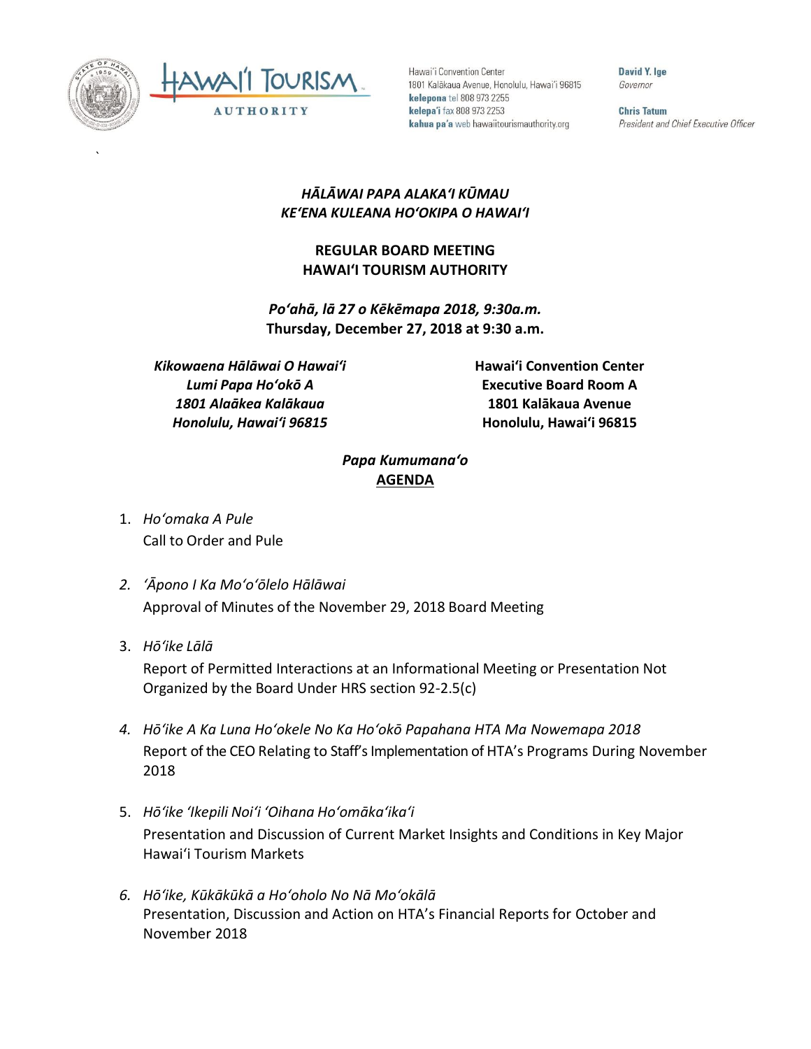Hawaiʻi Convention Center
1801 Kalākaua Avenue, Honolulu, Hawaiʻi 96815
**kelepona** tel 808 973 2255
**kelepaʻi** fax 808 973 2253
**kahua paʻa** web hawaiitourismauthority.org

**David Y. Ige**
*Governor*

**Chris Tatum**
*President and Chief Executive Officer*

***HĀLĀWAI PAPA ALAKAʻI KŪMAU***
***KEʻENA KULEANA HOʻOKIPA O HAWAIʻI***

**REGULAR BOARD MEETING**
**HAWAIʻI TOURISM AUTHORITY**

***Poʻahā, lā 27 o Kēkēmapa 2018, 9:30a.m.***
**Thursday, December 27, 2018 at 9:30 a.m.**

***Kikowaena Hālāwai O Hawaiʻi***
***Lumi Papa Hoʻokō A***
***1801 Alaākea Kalākaua***
***Honolulu, Hawaiʻi 96815***

**Hawaiʻi Convention Center**
**Executive Board Room A**
**1801 Kalākaua Avenue**
**Honolulu, Hawaiʻi 96815**

***Papa Kumumanaʻo***
**AGENDA**

1. *Hoʻomaka A Pule*
   Call to Order and Pule

2. *ʻĀpono I Ka Moʻoʻōlelo Hālāwai*
   Approval of Minutes of the November 29, 2018 Board Meeting

3. *Hōʻike Lālā*
   Report of Permitted Interactions at an Informational Meeting or Presentation Not Organized by the Board Under HRS section 92-2.5(c)

4. *Hōʻike A Ka Luna Hoʻokele No Ka Hoʻokō Papahana HTA Ma Nowemapa 2018*
   Report of the CEO Relating to Staff's Implementation of HTA's Programs During November 2018

5. *Hōʻike ʻIkepili Noiʻi ʻOihana Hoʻomākaʻikaʻi*
   Presentation and Discussion of Current Market Insights and Conditions in Key Major Hawaiʻi Tourism Markets

6. *Hōʻike, Kūkākūkā a Hoʻoholo No Nā Moʻokālā*
   Presentation, Discussion and Action on HTA's Financial Reports for October and November 2018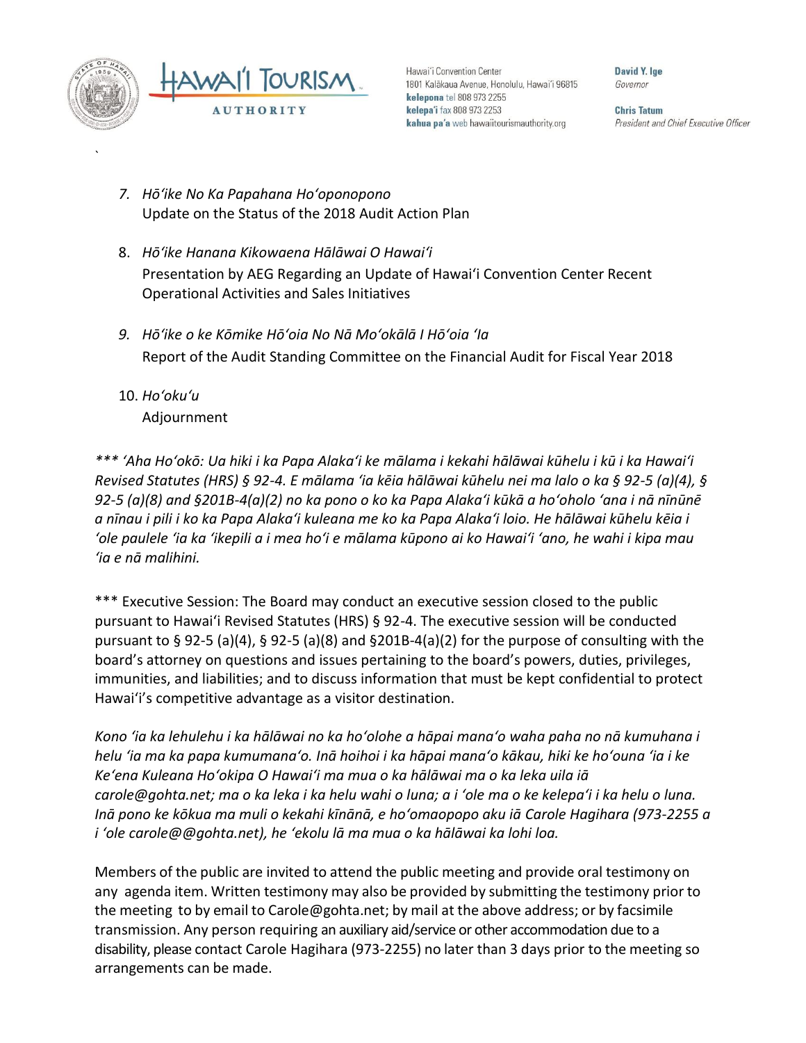7. *Hōʻike No Ka Papahana Hoʻoponopono*
   Update on the Status of the 2018 Audit Action Plan

8. *Hōʻike Hanana Kikowaena Hālāwai O Hawaiʻi*
   Presentation by AEG Regarding an Update of Hawaiʻi Convention Center Recent Operational Activities and Sales Initiatives

9. *Hōʻike o ke Kōmike Hōʻoia No Nā Moʻokālā I Hōʻoia ʻIa*
   Report of the Audit Standing Committee on the Financial Audit for Fiscal Year 2018

10. *Hoʻokuʻu*
    Adjournment

*\*\*\* ʻAha Hoʻokō: Ua hiki i ka Papa Alakaʻi ke mālama i kekahi hālāwai kūhelu i kū i ka Hawaiʻi Revised Statutes (HRS) § 92-4. E mālama ʻia kēia hālāwai kūhelu nei ma lalo o ka § 92-5 (a)(4), § 92-5 (a)(8) and §201B-4(a)(2) no ka pono o ko ka Papa Alakaʻi kūkā a hoʻoholo ʻana i nā nīnūnē a nīnau i pili i ko ka Papa Alakaʻi kuleana me ko ka Papa Alakaʻi loio. He hālāwai kūhelu kēia i ʻole paulele ʻia ka ʻikepili a i mea hoʻi e mālama kūpono ai ko Hawaiʻi ʻano, he wahi i kipa mau ʻia e nā malihini.*

\*\*\* Executive Session: The Board may conduct an executive session closed to the public pursuant to Hawaiʻi Revised Statutes (HRS) § 92-4. The executive session will be conducted pursuant to § 92-5 (a)(4), § 92-5 (a)(8) and §201B-4(a)(2) for the purpose of consulting with the board's attorney on questions and issues pertaining to the board's powers, duties, privileges, immunities, and liabilities; and to discuss information that must be kept confidential to protect Hawaiʻi's competitive advantage as a visitor destination.

*Kono ʻia ka lehulehu i ka hālāwai no ka hoʻolohe a hāpai manaʻo waha paha no nā kumuhana i helu ʻia ma ka papa kumumanaʻo. Inā hoihoi i ka hāpai manaʻo kākau, hiki ke hoʻouna ʻia i ke Keʻena Kuleana Hoʻokipa O Hawaiʻi ma mua o ka hālāwai ma o ka leka uila iā carole@gohta.net; ma o ka leka i ka helu wahi o luna; a i ʻole ma o ke kelepaʻi i ka helu o luna. Inā pono ke kōkua ma muli o kekahi kīnānā, e hoʻomaopopo aku iā Carole Hagihara (973-2255 a i ʻole carole@@gohta.net), he ʻekolu lā ma mua o ka hālāwai ka lohi loa.*

Members of the public are invited to attend the public meeting and provide oral testimony on any agenda item. Written testimony may also be provided by submitting the testimony prior to the meeting to by email to Carole@gohta.net; by mail at the above address; or by facsimile transmission. Any person requiring an auxiliary aid/service or other accommodation due to a disability, please contact Carole Hagihara (973-2255) no later than 3 days prior to the meeting so arrangements can be made.